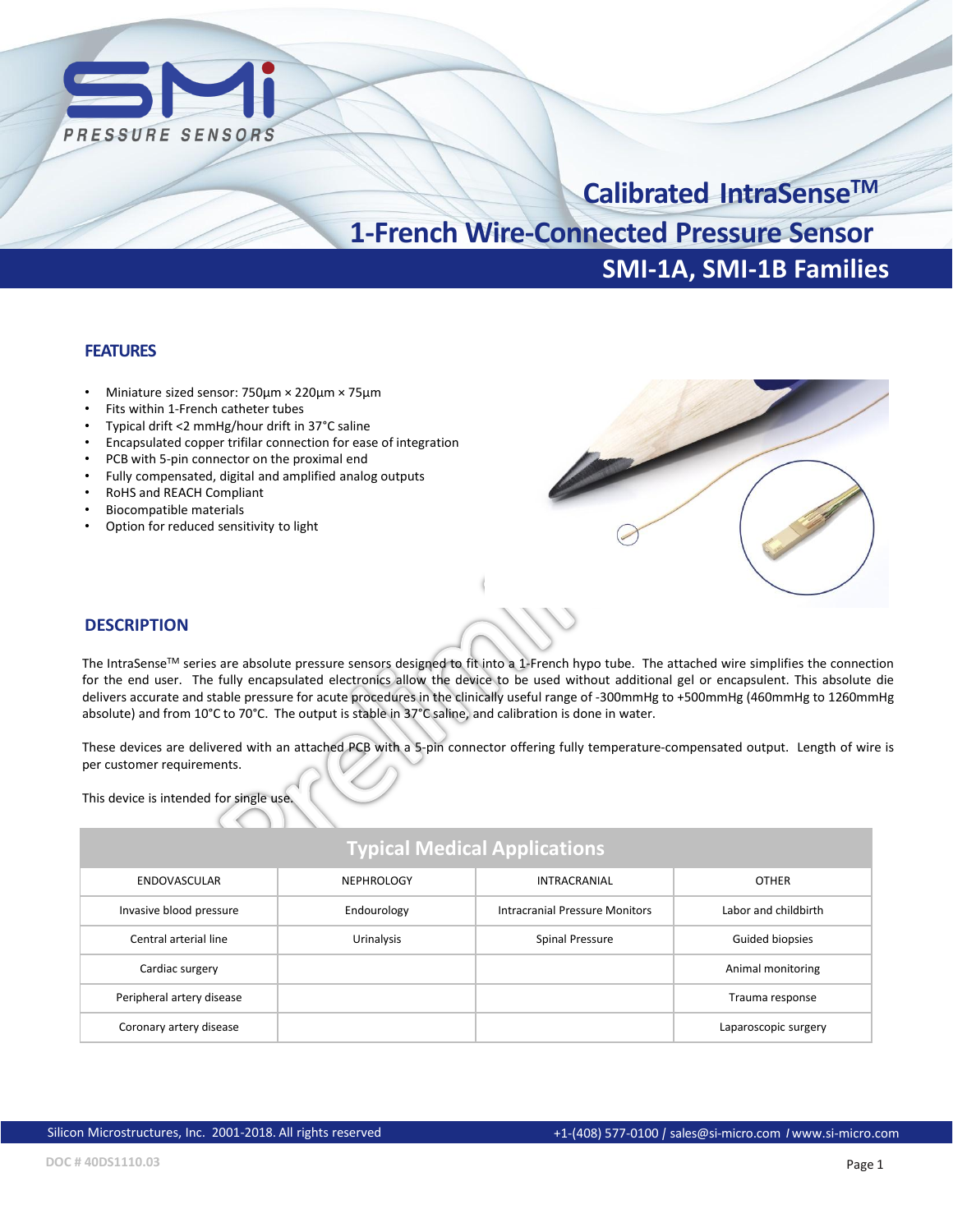# Calibrated IntraSense™
# 1-French Wire-Connected Pressure Sensor
## SMI-1A, SMI-1B Families

### FEATURES

- Miniature sized sensor: 750µm × 220µm × 75µm
- Fits within 1-French catheter tubes
- Typical drift <2 mmHg/hour drift in 37°C saline
- Encapsulated copper trifilar connection for ease of integration
- PCB with 5-pin connector on the proximal end
- Fully compensated, digital and amplified analog outputs
- RoHS and REACH Compliant
- Biocompatible materials
- Option for reduced sensitivity to light

### DESCRIPTION

The IntraSense™ series are absolute pressure sensors designed to fit into a 1-French hypo tube. The attached wire simplifies the connection for the end user. The fully encapsulated electronics allow the device to be used without additional gel or encapsulent. This absolute die delivers accurate and stable pressure for acute procedures in the clinically useful range of -300mmHg to +500mmHg (460mmHg to 1260mmHg absolute) and from 10°C to 70°C. The output is stable in 37°C saline, and calibration is done in water.

These devices are delivered with an attached PCB with a 5-pin connector offering fully temperature-compensated output. Length of wire is per customer requirements.

This device is intended for single use.

| Typical Medical Applications | | | |
|---|---|---|---|
| ENDOVASCULAR | NEPHROLOGY | INTRACRANIAL | OTHER |
| Invasive blood pressure | Endourology | Intracranial Pressure Monitors | Labor and childbirth |
| Central arterial line | Urinalysis | Spinal Pressure | Guided biopsies |
| Cardiac surgery | | | Animal monitoring |
| Peripheral artery disease | | | Trauma response |
| Coronary artery disease | | | Laparoscopic surgery |

Silicon Microstructures, Inc. 2001-2018. All rights reserved +1-(408) 577-0100 / sales@si-micro.com / www.si-micro.com

DOC # 40DS1110.03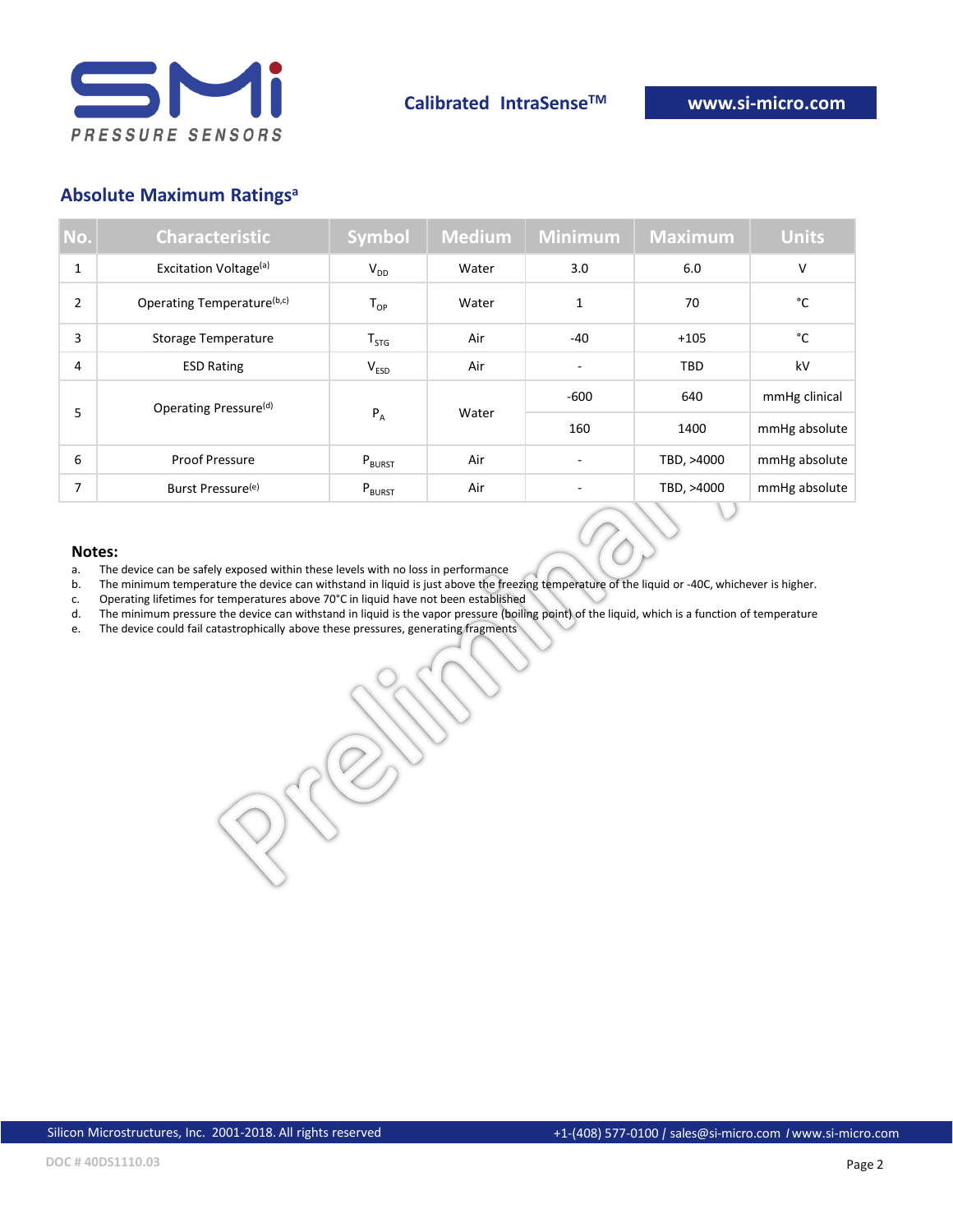## Absolute Maximum Ratings[a]

| No. | Characteristic | Symbol | Medium | Minimum | Maximum | Units |
|---|---|---|---|---|---|---|
| 1 | Excitation Voltage[(a)] | $V_{DD}$ | Water | 3.0 | 6.0 | V |
| 2 | Operating Temperature[(b,c)] | $T_{OP}$ | Water | 1 | 70 | °C |
| 3 | Storage Temperature | $T_{STG}$ | Air | -40 | +105 | °C |
| 4 | ESD Rating | $V_{ESD}$ | Air | - | TBD | kV |
| 5 | Operating Pressure[(d)] | $P_A$ | Water | -600 | 640 | mmHg clinical |
| | | | | 160 | 1400 | mmHg absolute |
| 6 | Proof Pressure | $P_{BURST}$ | Air | - | TBD, >4000 | mmHg absolute |
| 7 | Burst Pressure[(e)] | $P_{BURST}$ | Air | - | TBD, >4000 | mmHg absolute |

**Notes:**

a. The device can be safely exposed within these levels with no loss in performance
b. The minimum temperature the device can withstand in liquid is just above the freezing temperature of the liquid or -40C, whichever is higher.
c. Operating lifetimes for temperatures above 70°C in liquid have not been established
d. The minimum pressure the device can withstand in liquid is the vapor pressure (boiling point) of the liquid, which is a function of temperature
e. The device could fail catastrophically above these pressures, generating fragments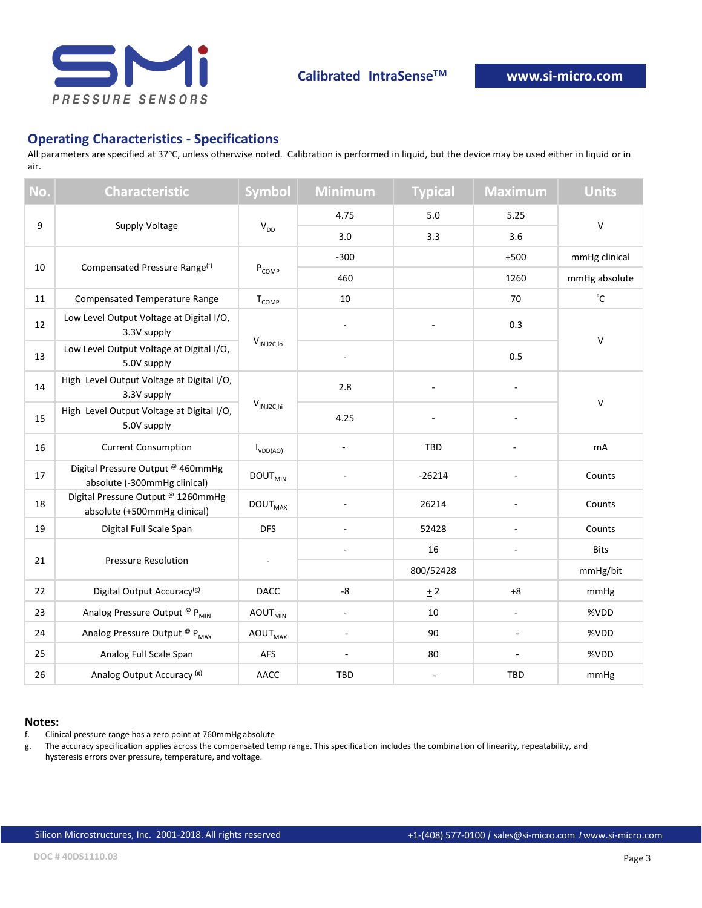## Operating Characteristics - Specifications

All parameters are specified at 37ºC, unless otherwise noted. Calibration is performed in liquid, but the device may be used either in liquid or in air.

| No. | Characteristic | Symbol | Minimum | Typical | Maximum | Units |
|---|---|---|---|---|---|---|
| 9 | Supply Voltage | $V_{DD}$ | 4.75 | 5.0 | 5.25 | V |
| | | | 3.0 | 3.3 | 3.6 | |
| 10 | Compensated Pressure Range[f] | $P_{COMP}$ | -300 | | +500 | mmHg clinical |
| | | | 460 | | 1260 | mmHg absolute |
| 11 | Compensated Temperature Range | $T_{COMP}$ | 10 | | 70 | °C |
| 12 | Low Level Output Voltage at Digital I/O, 3.3V supply | $V_{IN,I2C,lo}$ | - | - | 0.3 | V |
| 13 | Low Level Output Voltage at Digital I/O, 5.0V supply | | - | | 0.5 | |
| 14 | High Level Output Voltage at Digital I/O, 3.3V supply | $V_{IN,I2C,hi}$ | 2.8 | - | - | V |
| 15 | High Level Output Voltage at Digital I/O, 5.0V supply | | 4.25 | - | - | |
| 16 | Current Consumption | $I_{VDD(AO)}$ | - | TBD | - | mA |
| 17 | Digital Pressure Output @ 460mmHg absolute (-300mmHg clinical) | $DOUT_{MIN}$ | - | -26214 | - | Counts |
| 18 | Digital Pressure Output @ 1260mmHg absolute (+500mmHg clinical) | $DOUT_{MAX}$ | - | 26214 | - | Counts |
| 19 | Digital Full Scale Span | DFS | - | 52428 | - | Counts |
| 21 | Pressure Resolution | - | - | 16 | - | Bits |
| | | | | 800/52428 | | mmHg/bit |
| 22 | Digital Output Accuracy[g] | DACC | -8 | ± 2 | +8 | mmHg |
| 23 | Analog Pressure Output @ $P_{MIN}$ | $AOUT_{MIN}$ | - | 10 | - | %VDD |
| 24 | Analog Pressure Output @ $P_{MAX}$ | $AOUT_{MAX}$ | - | 90 | - | %VDD |
| 25 | Analog Full Scale Span | AFS | - | 80 | - | %VDD |
| 26 | Analog Output Accuracy [g] | AACC | TBD | - | TBD | mmHg |

**Notes:**

f. Clinical pressure range has a zero point at 760mmHg absolute

g. The accuracy specification applies across the compensated temp range. This specification includes the combination of linearity, repeatability, and hysteresis errors over pressure, temperature, and voltage.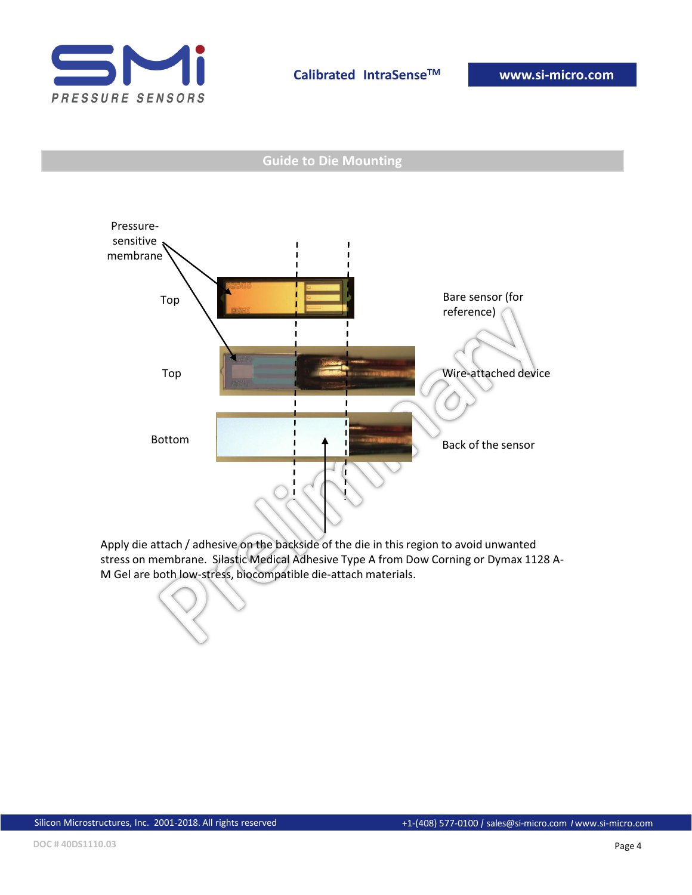## Guide to Die Mounting

Pressure-sensitive membrane

Top

Bare sensor (for reference)

Top

Wire-attached device

Bottom

Back of the sensor

Apply die attach / adhesive on the backside of the die in this region to avoid unwanted stress on membrane. Silastic Medical Adhesive Type A from Dow Corning or Dymax 1128 A-M Gel are both low-stress, biocompatible die-attach materials.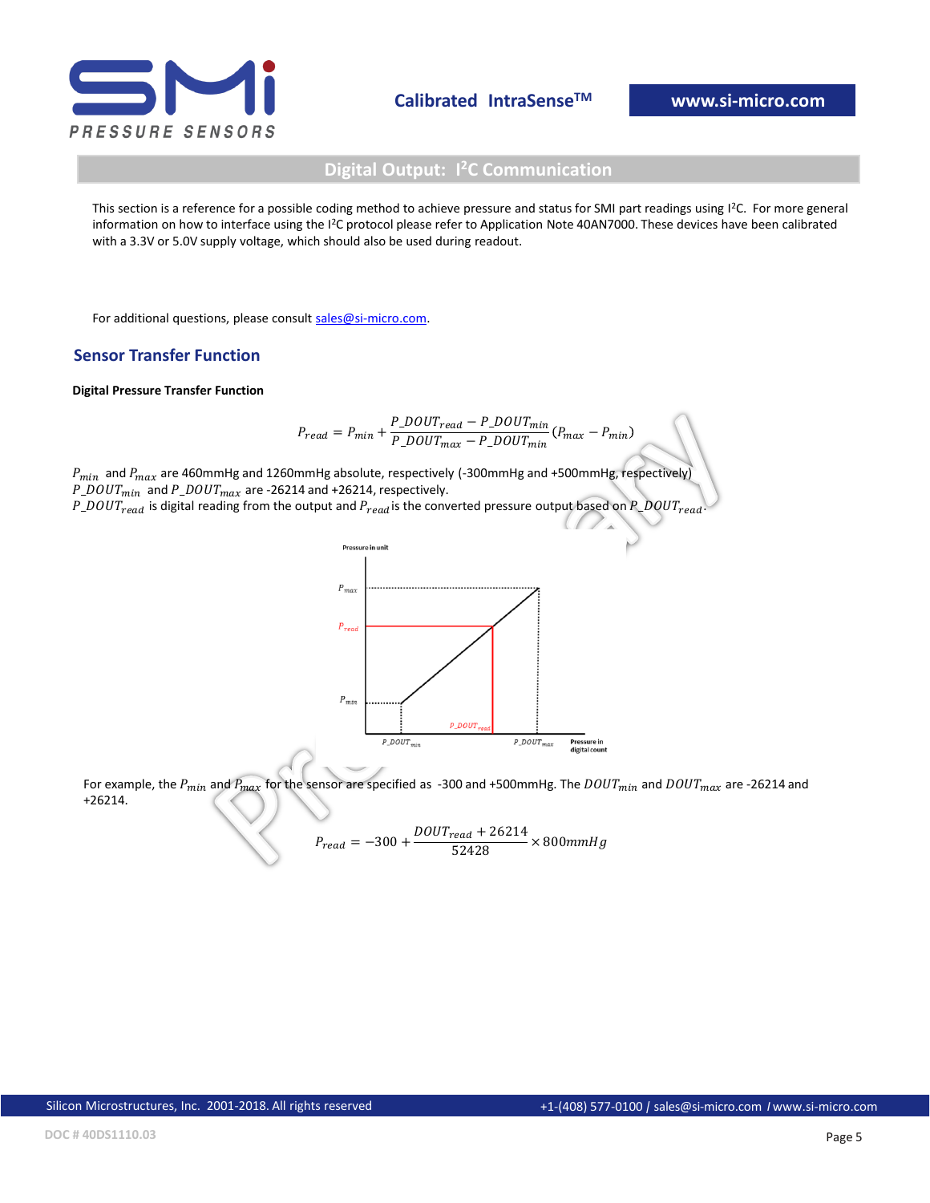## Digital Output: I²C Communication

This section is a reference for a possible coding method to achieve pressure and status for SMI part readings using I²C. For more general information on how to interface using the I²C protocol please refer to Application Note 40AN7000. These devices have been calibrated with a 3.3V or 5.0V supply voltage, which should also be used during readout.

For additional questions, please consult sales@si-micro.com.

## Sensor Transfer Function

**Digital Pressure Transfer Function**

$$P_{read} = P_{min} + \frac{P\_DOUT_{read} - P\_DOUT_{min}}{P\_DOUT_{max} - P\_DOUT_{min}}(P_{max} - P_{min})$$

$P_{min}$ and $P_{max}$ are 460mmHg and 1260mmHg absolute, respectively (-300mmHg and +500mmHg, respectively)
$P\_DOUT_{min}$ and $P\_DOUT_{max}$ are -26214 and +26214, respectively.
$P\_DOUT_{read}$ is digital reading from the output and $P_{read}$ is the converted pressure output based on $P\_DOUT_{read}$.

For example, the $P_{min}$ and $P_{max}$ for the sensor are specified as -300 and +500mmHg. The $DOUT_{min}$ and $DOUT_{max}$ are -26214 and +26214.

$$P_{read} = -300 + \frac{DOUT_{read} + 26214}{52428} \times 800mmHg$$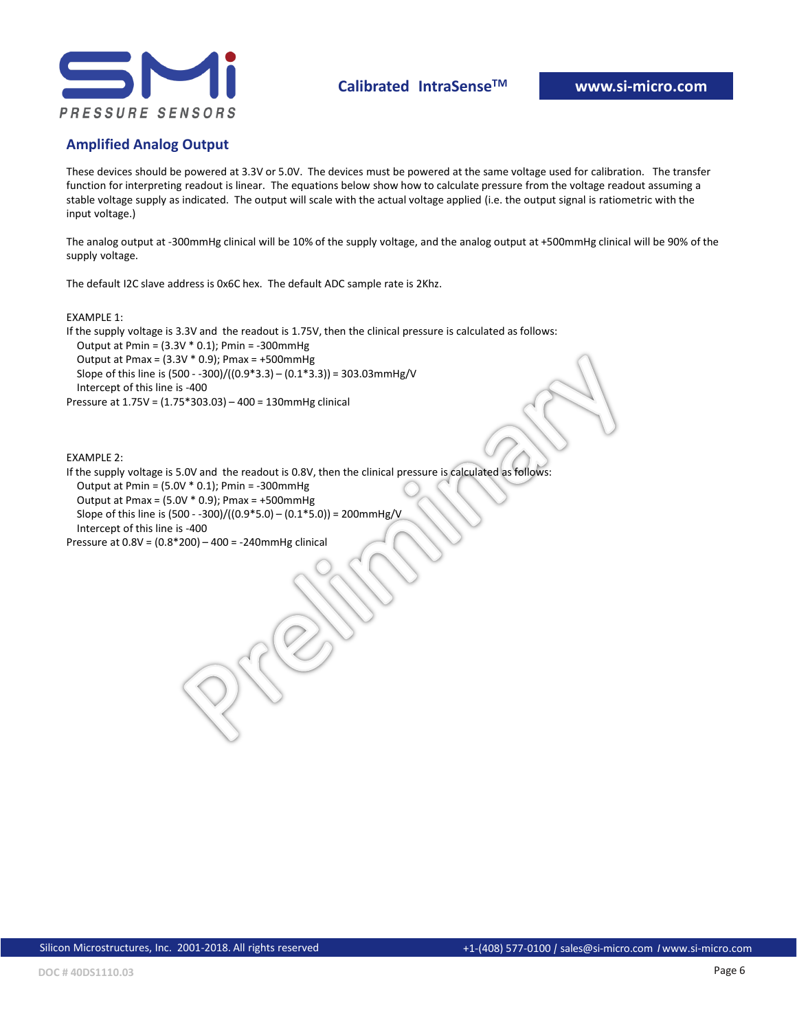## Amplified Analog Output

These devices should be powered at 3.3V or 5.0V. The devices must be powered at the same voltage used for calibration. The transfer function for interpreting readout is linear. The equations below show how to calculate pressure from the voltage readout assuming a stable voltage supply as indicated. The output will scale with the actual voltage applied (i.e. the output signal is ratiometric with the input voltage.)

The analog output at -300mmHg clinical will be 10% of the supply voltage, and the analog output at +500mmHg clinical will be 90% of the supply voltage.

The default I2C slave address is 0x6C hex. The default ADC sample rate is 2Khz.

EXAMPLE 1:

If the supply voltage is 3.3V and the readout is 1.75V, then the clinical pressure is calculated as follows:

Output at Pmin = (3.3V * 0.1); Pmin = -300mmHg

Output at Pmax = (3.3V * 0.9); Pmax = +500mmHg

Slope of this line is (500 - -300)/((0.9*3.3) – (0.1*3.3)) = 303.03mmHg/V

Intercept of this line is -400

Pressure at 1.75V = (1.75*303.03) – 400 = 130mmHg clinical

EXAMPLE 2:

If the supply voltage is 5.0V and the readout is 0.8V, then the clinical pressure is calculated as follows:

Output at Pmin = (5.0V * 0.1); Pmin = -300mmHg

Output at Pmax = (5.0V * 0.9); Pmax = +500mmHg

Slope of this line is (500 - -300)/((0.9*5.0) – (0.1*5.0)) = 200mmHg/V

Intercept of this line is -400

Pressure at 0.8V = (0.8*200) – 400 = -240mmHg clinical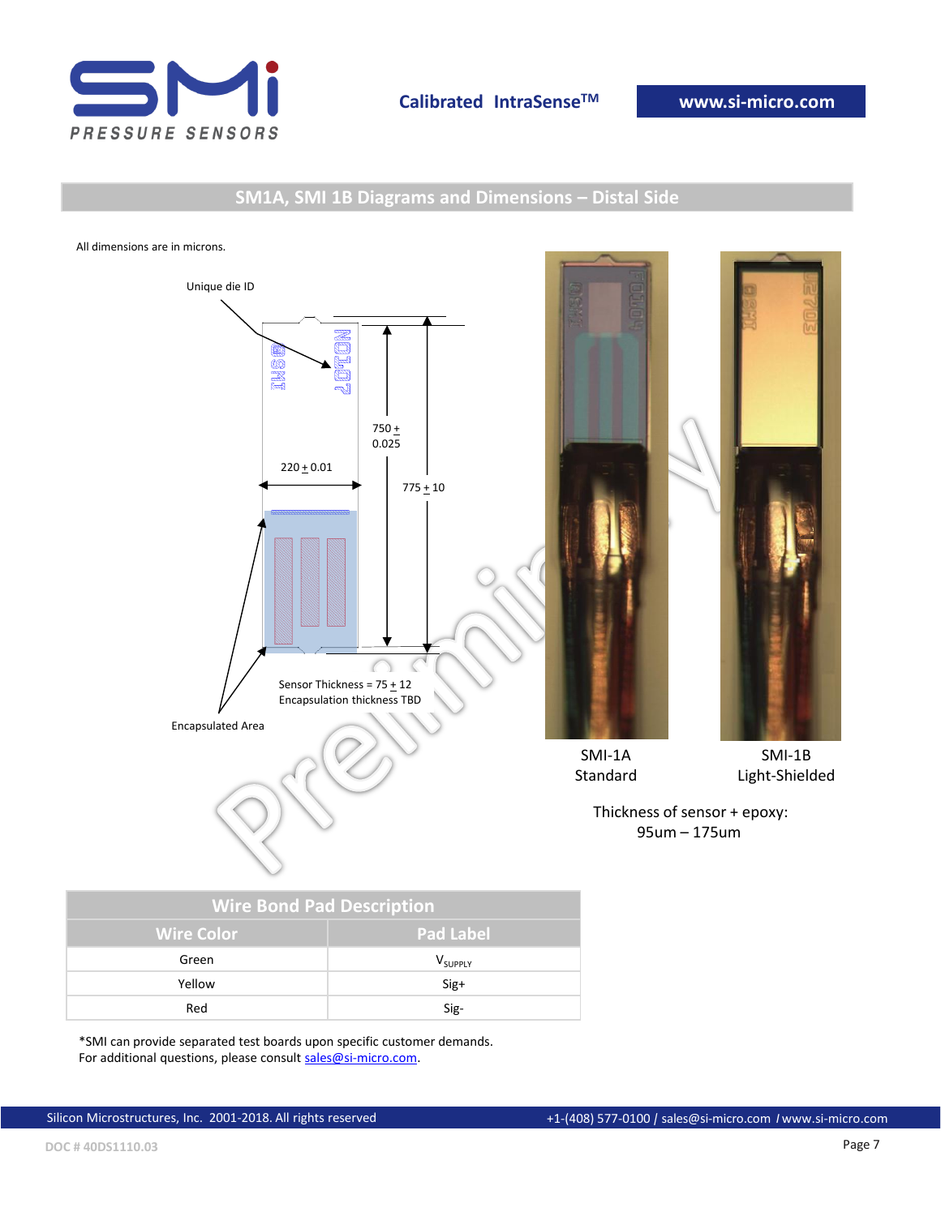## SM1A, SMI 1B Diagrams and Dimensions – Distal Side

All dimensions are in microns.

Unique die ID

750 ± 0.025

220 ± 0.01

775 ± 10

Sensor Thickness = 75 ± 12
Encapsulation thickness TBD

Encapsulated Area

SMI-1A
Standard

SMI-1B
Light-Shielded

Thickness of sensor + epoxy:
95um – 175um

| Wire Bond Pad Description | |
|---|---|
| **Wire Color** | **Pad Label** |
| Green | $V_{SUPPLY}$ |
| Yellow | Sig+ |
| Red | Sig- |

*SMI can provide separated test boards upon specific customer demands.
For additional questions, please consult sales@si-micro.com.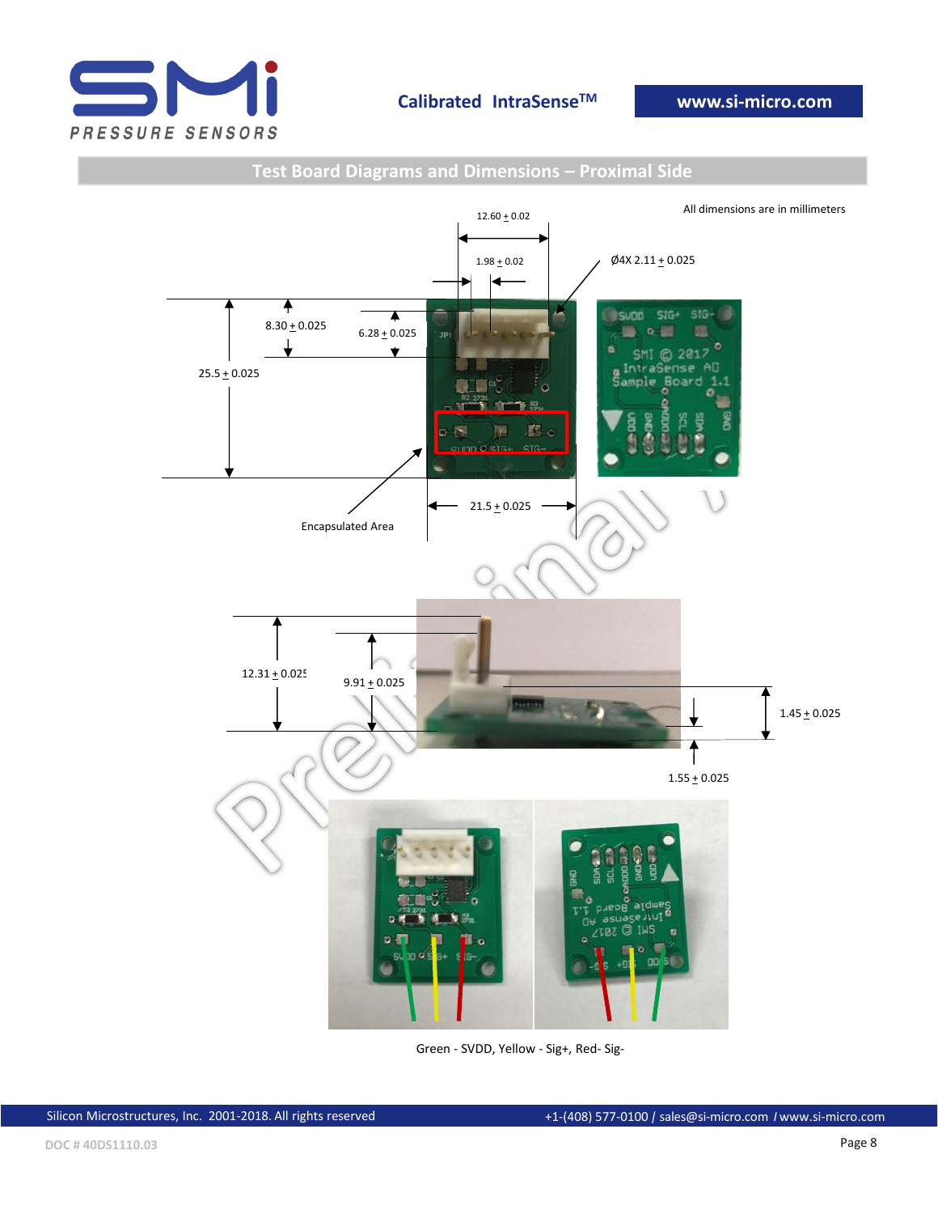## Test Board Diagrams and Dimensions – Proximal Side

All dimensions are in millimeters

12.60 ± 0.02

1.98 ± 0.02

Ø4X 2.11 ± 0.025

8.30 ± 0.025

6.28 ± 0.025

25.5 ± 0.025

21.5 ± 0.025

Encapsulated Area

12.31 ± 0.025

9.91 ± 0.025

1.45 ± 0.025

1.55 ± 0.025

Green - SVDD, Yellow - Sig+, Red- Sig-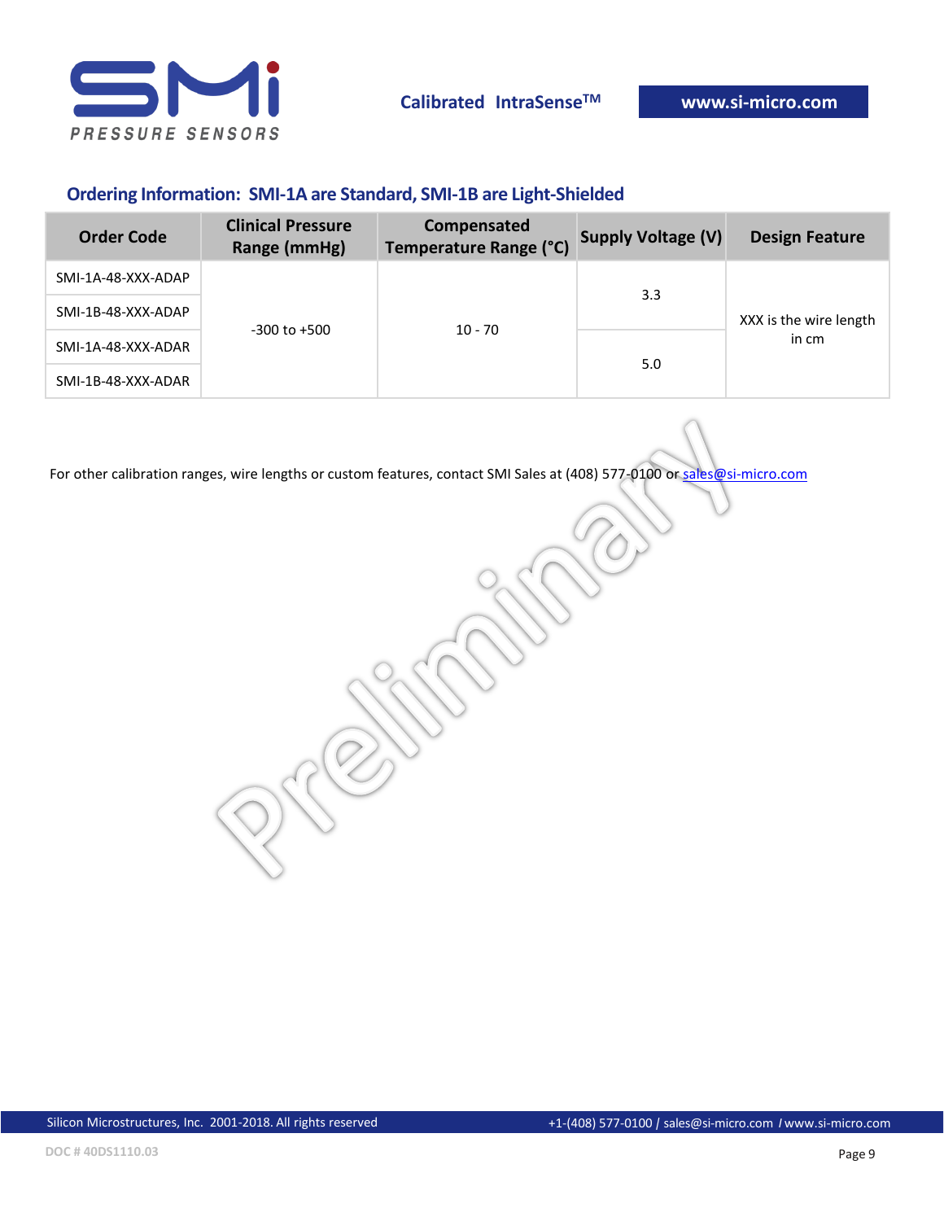## Ordering Information: SMI-1A are Standard, SMI-1B are Light-Shielded

| Order Code | Clinical Pressure Range (mmHg) | Compensated Temperature Range (°C) | Supply Voltage (V) | Design Feature |
|---|---|---|---|---|
| SMI-1A-48-XXX-ADAP | -300 to +500 | 10 - 70 | 3.3 | XXX is the wire length in cm |
| SMI-1B-48-XXX-ADAP | | | | |
| SMI-1A-48-XXX-ADAR | | | 5.0 | |
| SMI-1B-48-XXX-ADAR | | | | |

For other calibration ranges, wire lengths or custom features, contact SMI Sales at (408) 577-0100 or sales@si-micro.com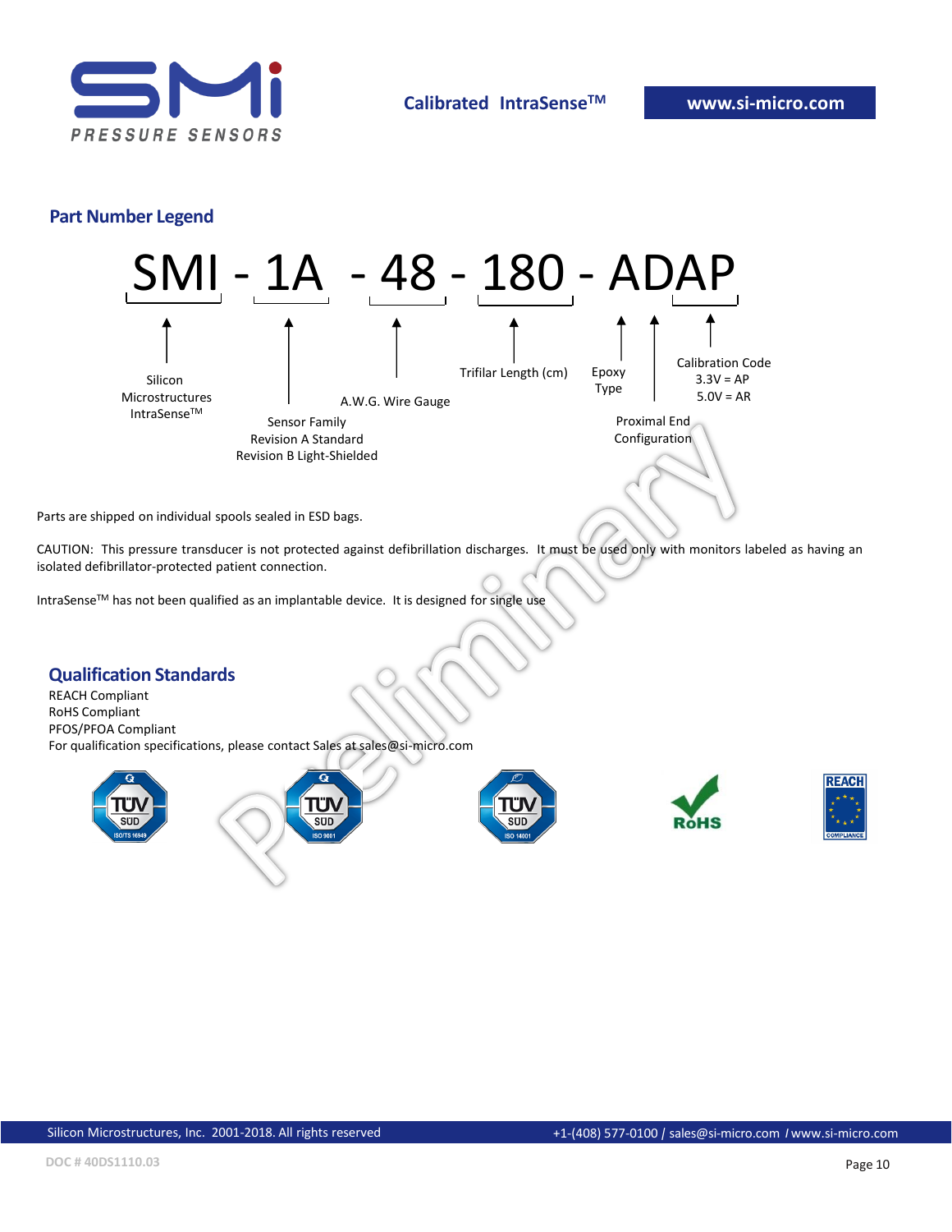## Part Number Legend

**SMI - 1A - 48 - 180 - ADAP**

- **SMI** — Silicon Microstructures IntraSense™
- **1A** — Sensor Family: Revision A Standard, Revision B Light-Shielded
- **48** — A.W.G. Wire Gauge
- **180** — Trifilar Length (cm)
- **A** — Epoxy Type
- **D** — Proximal End Configuration
- **AP** — Calibration Code: 3.3V = AP, 5.0V = AR

Parts are shipped on individual spools sealed in ESD bags.

CAUTION: This pressure transducer is not protected against defibrillation discharges. It must be used only with monitors labeled as having an isolated defibrillator-protected patient connection.

IntraSense™ has not been qualified as an implantable device. It is designed for single use

## Qualification Standards

REACH Compliant
RoHS Compliant
PFOS/PFOA Compliant
For qualification specifications, please contact Sales at sales@si-micro.com

TÜV SÜD ISO/TS 16949 | TÜV SÜD ISO 9001 | TÜV SÜD ISO 14001 | RoHS | REACH COMPLIANCE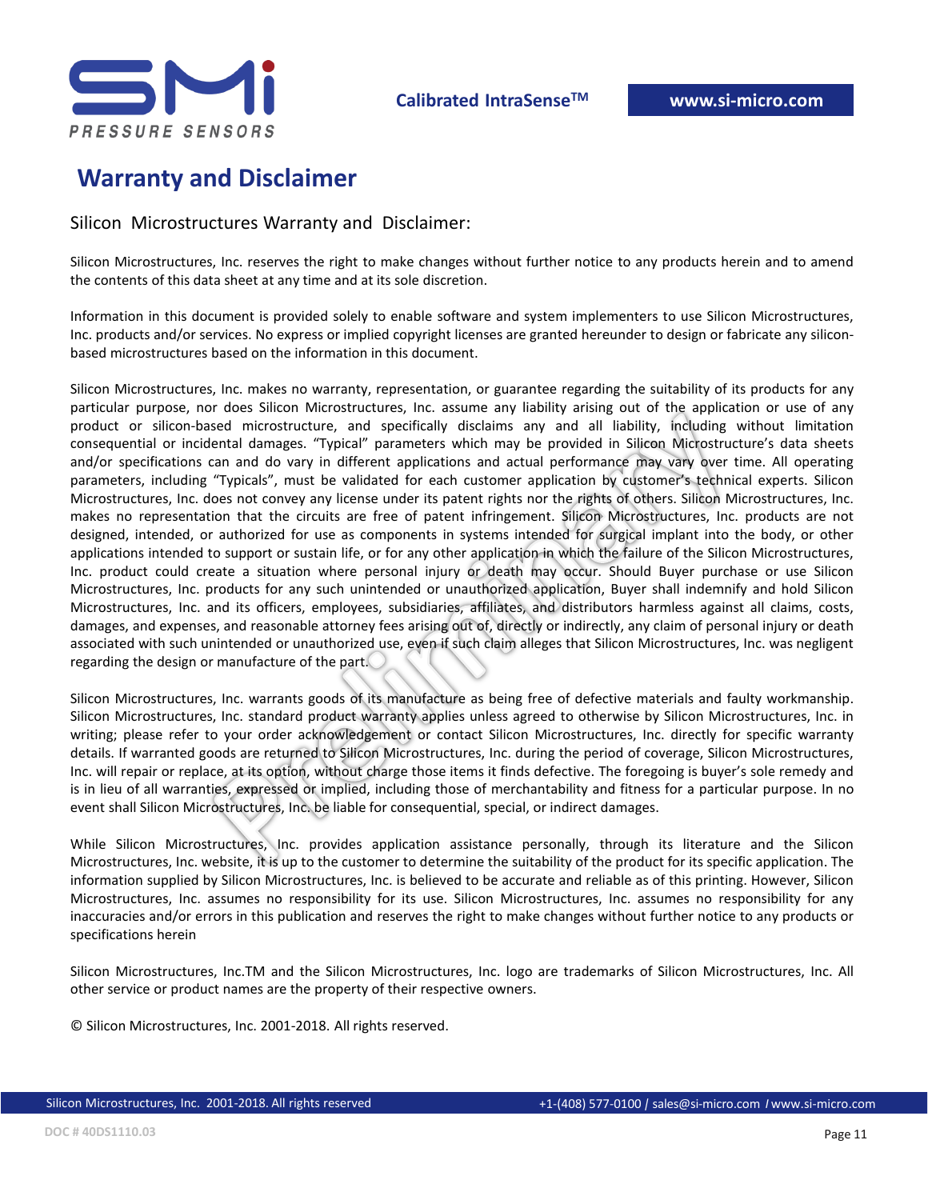# Warranty and Disclaimer

Silicon Microstructures Warranty and Disclaimer:

Silicon Microstructures, Inc. reserves the right to make changes without further notice to any products herein and to amend the contents of this data sheet at any time and at its sole discretion.

Information in this document is provided solely to enable software and system implementers to use Silicon Microstructures, Inc. products and/or services. No express or implied copyright licenses are granted hereunder to design or fabricate any silicon-based microstructures based on the information in this document.

Silicon Microstructures, Inc. makes no warranty, representation, or guarantee regarding the suitability of its products for any particular purpose, nor does Silicon Microstructures, Inc. assume any liability arising out of the application or use of any product or silicon-based microstructure, and specifically disclaims any and all liability, including without limitation consequential or incidental damages. “Typical” parameters which may be provided in Silicon Microstructure’s data sheets and/or specifications can and do vary in different applications and actual performance may vary over time. All operating parameters, including “Typicals”, must be validated for each customer application by customer’s technical experts. Silicon Microstructures, Inc. does not convey any license under its patent rights nor the rights of others. Silicon Microstructures, Inc. makes no representation that the circuits are free of patent infringement. Silicon Microstructures, Inc. products are not designed, intended, or authorized for use as components in systems intended for surgical implant into the body, or other applications intended to support or sustain life, or for any other application in which the failure of the Silicon Microstructures, Inc. product could create a situation where personal injury or death may occur. Should Buyer purchase or use Silicon Microstructures, Inc. products for any such unintended or unauthorized application, Buyer shall indemnify and hold Silicon Microstructures, Inc. and its officers, employees, subsidiaries, affiliates, and distributors harmless against all claims, costs, damages, and expenses, and reasonable attorney fees arising out of, directly or indirectly, any claim of personal injury or death associated with such unintended or unauthorized use, even if such claim alleges that Silicon Microstructures, Inc. was negligent regarding the design or manufacture of the part.

Silicon Microstructures, Inc. warrants goods of its manufacture as being free of defective materials and faulty workmanship. Silicon Microstructures, Inc. standard product warranty applies unless agreed to otherwise by Silicon Microstructures, Inc. in writing; please refer to your order acknowledgement or contact Silicon Microstructures, Inc. directly for specific warranty details. If warranted goods are returned to Silicon Microstructures, Inc. during the period of coverage, Silicon Microstructures, Inc. will repair or replace, at its option, without charge those items it finds defective. The foregoing is buyer’s sole remedy and is in lieu of all warranties, expressed or implied, including those of merchantability and fitness for a particular purpose. In no event shall Silicon Microstructures, Inc. be liable for consequential, special, or indirect damages.

While Silicon Microstructures, Inc. provides application assistance personally, through its literature and the Silicon Microstructures, Inc. website, it is up to the customer to determine the suitability of the product for its specific application. The information supplied by Silicon Microstructures, Inc. is believed to be accurate and reliable as of this printing. However, Silicon Microstructures, Inc. assumes no responsibility for its use. Silicon Microstructures, Inc. assumes no responsibility for any inaccuracies and/or errors in this publication and reserves the right to make changes without further notice to any products or specifications herein

Silicon Microstructures, Inc.TM and the Silicon Microstructures, Inc. logo are trademarks of Silicon Microstructures, Inc. All other service or product names are the property of their respective owners.

© Silicon Microstructures, Inc. 2001-2018. All rights reserved.